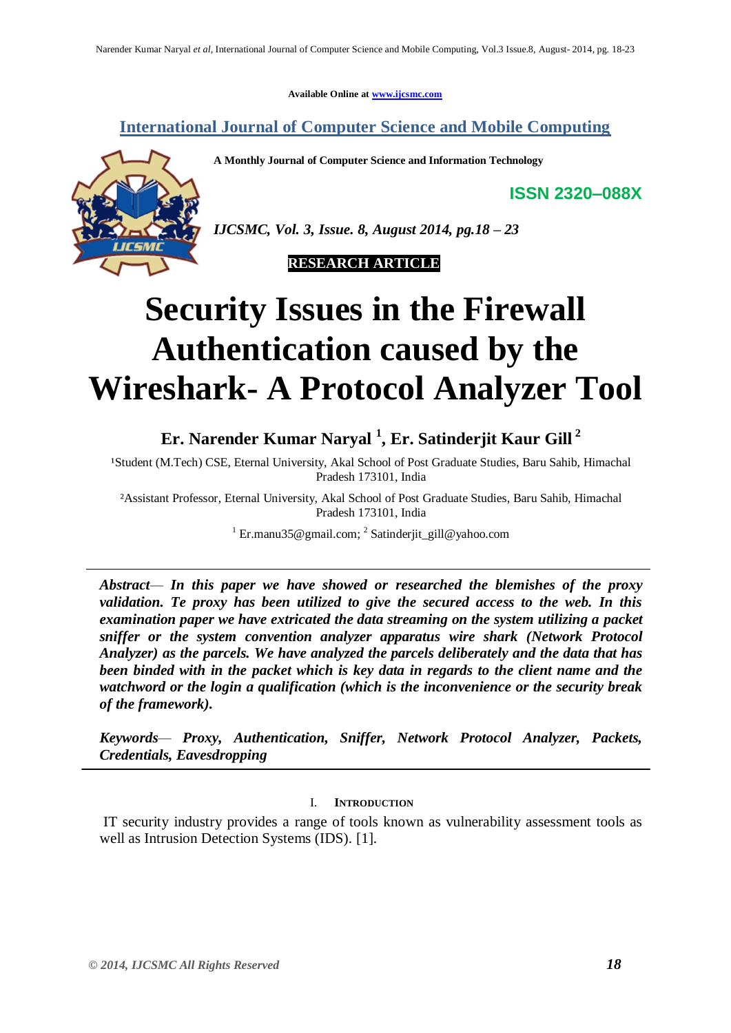Available Online at www.ijcsmc.com

## International Journal of Computer Science and Mobile Computing

**A Monthly Journal of Computer Science and Information Technology**

**ISSN 2320–088X**

***IJCSMC, Vol. 3, Issue. 8, August 2014, pg.18 – 23***

**RESEARCH ARTICLE**

# Security Issues in the Firewall Authentication caused by the Wireshark- A Protocol Analyzer Tool

**Er. Narender Kumar Naryal [1], Er. Satinderjit Kaur Gill [2]**

[1]Student (M.Tech) CSE, Eternal University, Akal School of Post Graduate Studies, Baru Sahib, Himachal Pradesh 173101, India

[2]Assistant Professor, Eternal University, Akal School of Post Graduate Studies, Baru Sahib, Himachal Pradesh 173101, India

[1] Er.manu35@gmail.com; [2] Satinderjit_gill@yahoo.com

***Abstract— In this paper we have showed or researched the blemishes of the proxy validation. Te proxy has been utilized to give the secured access to the web. In this examination paper we have extricated the data streaming on the system utilizing a packet sniffer or the system convention analyzer apparatus wire shark (Network Protocol Analyzer) as the parcels. We have analyzed the parcels deliberately and the data that has been binded with in the packet which is key data in regards to the client name and the watchword or the login a qualification (which is the inconvenience or the security break of the framework).***

***Keywords— Proxy, Authentication, Sniffer, Network Protocol Analyzer, Packets, Credentials, Eavesdropping***

## I. Introduction

IT security industry provides a range of tools known as vulnerability assessment tools as well as Intrusion Detection Systems (IDS). [1].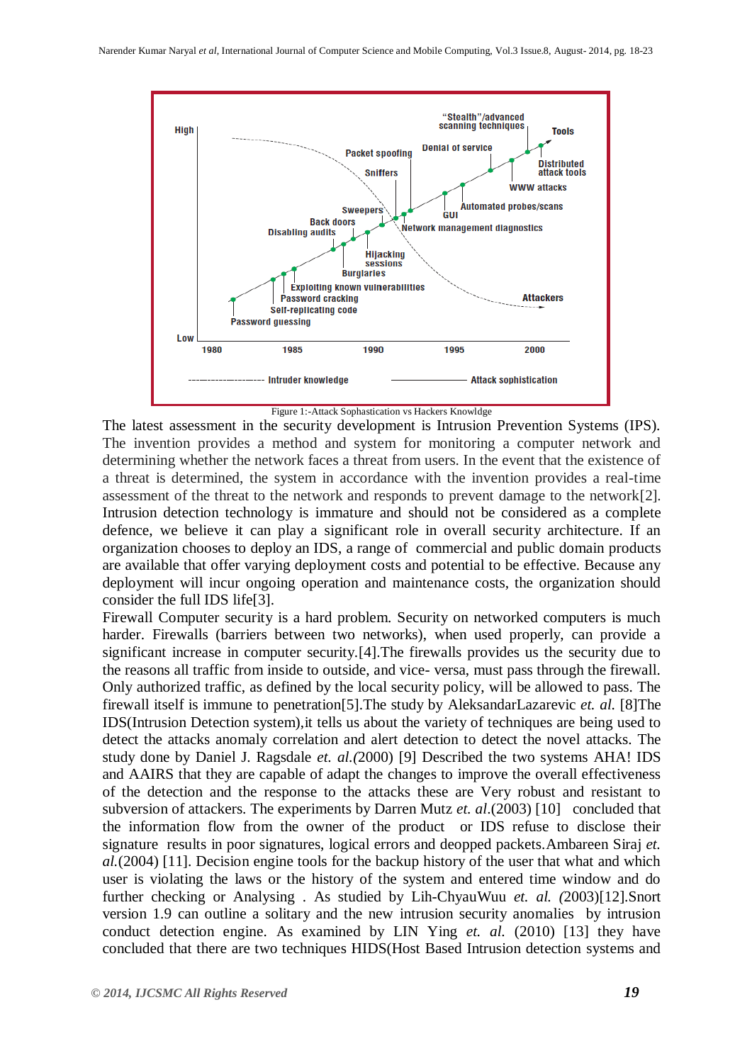Figure 1:-Attack Sophastication vs Hackers Knowldge

The latest assessment in the security development is Intrusion Prevention Systems (IPS). The invention provides a method and system for monitoring a computer network and determining whether the network faces a threat from users. In the event that the existence of a threat is determined, the system in accordance with the invention provides a real-time assessment of the threat to the network and responds to prevent damage to the network[2]. Intrusion detection technology is immature and should not be considered as a complete defence, we believe it can play a significant role in overall security architecture. If an organization chooses to deploy an IDS, a range of commercial and public domain products are available that offer varying deployment costs and potential to be effective. Because any deployment will incur ongoing operation and maintenance costs, the organization should consider the full IDS life[3].

Firewall Computer security is a hard problem. Security on networked computers is much harder. Firewalls (barriers between two networks), when used properly, can provide a significant increase in computer security.[4].The firewalls provides us the security due to the reasons all traffic from inside to outside, and vice- versa, must pass through the firewall. Only authorized traffic, as defined by the local security policy, will be allowed to pass. The firewall itself is immune to penetration[5].The study by AleksandarLazarevic *et. al.* [8]The IDS(Intrusion Detection system),it tells us about the variety of techniques are being used to detect the attacks anomaly correlation and alert detection to detect the novel attacks. The study done by Daniel J. Ragsdale *et. al.(*2000) [9] Described the two systems AHA! IDS and AAIRS that they are capable of adapt the changes to improve the overall effectiveness of the detection and the response to the attacks these are Very robust and resistant to subversion of attackers. The experiments by Darren Mutz *et. al*.(2003) [10] concluded that the information flow from the owner of the product or IDS refuse to disclose their signature results in poor signatures, logical errors and deopped packets.Ambareen Siraj *et. al.*(2004) [11]. Decision engine tools for the backup history of the user that what and which user is violating the laws or the history of the system and entered time window and do further checking or Analysing . As studied by Lih-ChyauWuu *et. al. (*2003)[12].Snort version 1.9 can outline a solitary and the new intrusion security anomalies by intrusion conduct detection engine. As examined by LIN Ying *et. al.* (2010) [13] they have concluded that there are two techniques HIDS(Host Based Intrusion detection systems and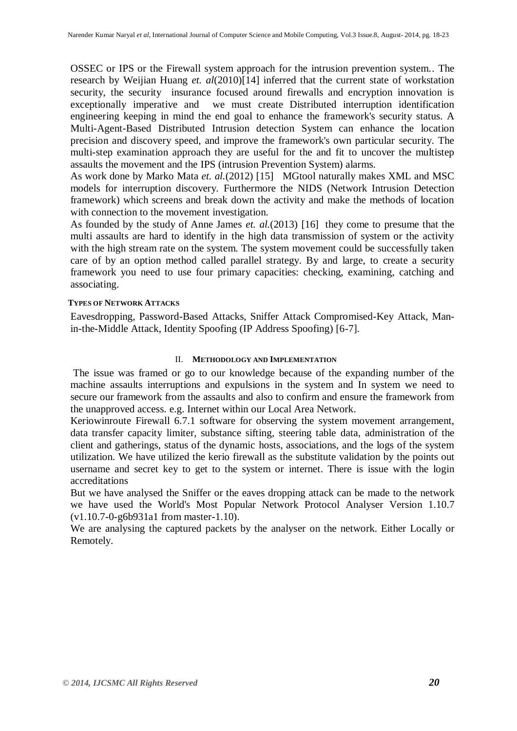OSSEC or IPS or the Firewall system approach for the intrusion prevention system.. The research by Weijian Huang *et. al*(2010)[14] inferred that the current state of workstation security, the security insurance focused around firewalls and encryption innovation is exceptionally imperative and we must create Distributed interruption identification engineering keeping in mind the end goal to enhance the framework's security status. A Multi-Agent-Based Distributed Intrusion detection System can enhance the location precision and discovery speed, and improve the framework's own particular security. The multi-step examination approach they are useful for the and fit to uncover the multistep assaults the movement and the IPS (intrusion Prevention System) alarms.

As work done by Marko Mata *et. al.*(2012) [15] MGtool naturally makes XML and MSC models for interruption discovery. Furthermore the NIDS (Network Intrusion Detection framework) which screens and break down the activity and make the methods of location with connection to the movement investigation.

As founded by the study of Anne James *et. al.*(2013) [16] they come to presume that the multi assaults are hard to identify in the high data transmission of system or the activity with the high stream rate on the system. The system movement could be successfully taken care of by an option method called parallel strategy. By and large, to create a security framework you need to use four primary capacities: checking, examining, catching and associating.

### TYPES OF NETWORK ATTACKS

Eavesdropping, Password-Based Attacks, Sniffer Attack Compromised-Key Attack, Man-in-the-Middle Attack, Identity Spoofing (IP Address Spoofing) [6-7].

## II. METHODOLOGY AND IMPLEMENTATION

The issue was framed or go to our knowledge because of the expanding number of the machine assaults interruptions and expulsions in the system and In system we need to secure our framework from the assaults and also to confirm and ensure the framework from the unapproved access. e.g. Internet within our Local Area Network.

Keriowinroute Firewall 6.7.1 software for observing the system movement arrangement, data transfer capacity limiter, substance sifting, steering table data, administration of the client and gatherings, status of the dynamic hosts, associations, and the logs of the system utilization. We have utilized the kerio firewall as the substitute validation by the points out username and secret key to get to the system or internet. There is issue with the login accreditations

But we have analysed the Sniffer or the eaves dropping attack can be made to the network we have used the World's Most Popular Network Protocol Analyser Version 1.10.7 (v1.10.7-0-g6b931a1 from master-1.10).

We are analysing the captured packets by the analyser on the network. Either Locally or Remotely.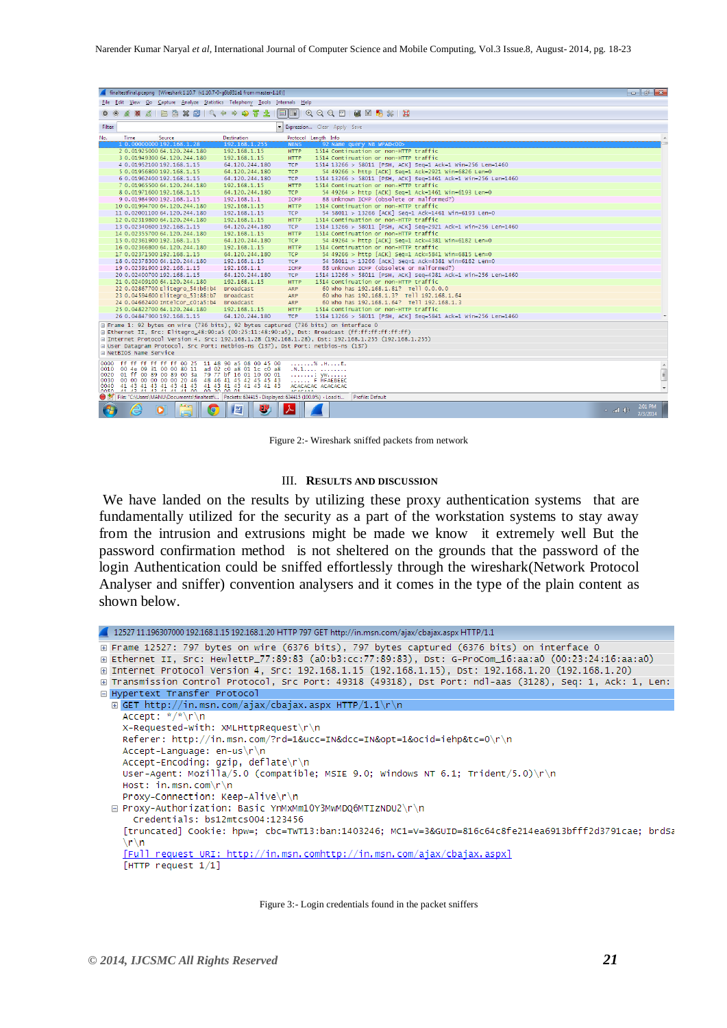Figure 2:- Wireshark sniffed packets from network

## III. Results and Discussion

We have landed on the results by utilizing these proxy authentication systems that are fundamentally utilized for the security as a part of the workstation systems to stay away from the intrusion and extrusions might be made we know it extremely well But the password confirmation method is not sheltered on the grounds that the password of the login Authentication could be sniffed effortlessly through the wireshark(Network Protocol Analyser and sniffer) convention analysers and it comes in the type of the plain content as shown below.

Figure 3:- Login credentials found in the packet sniffers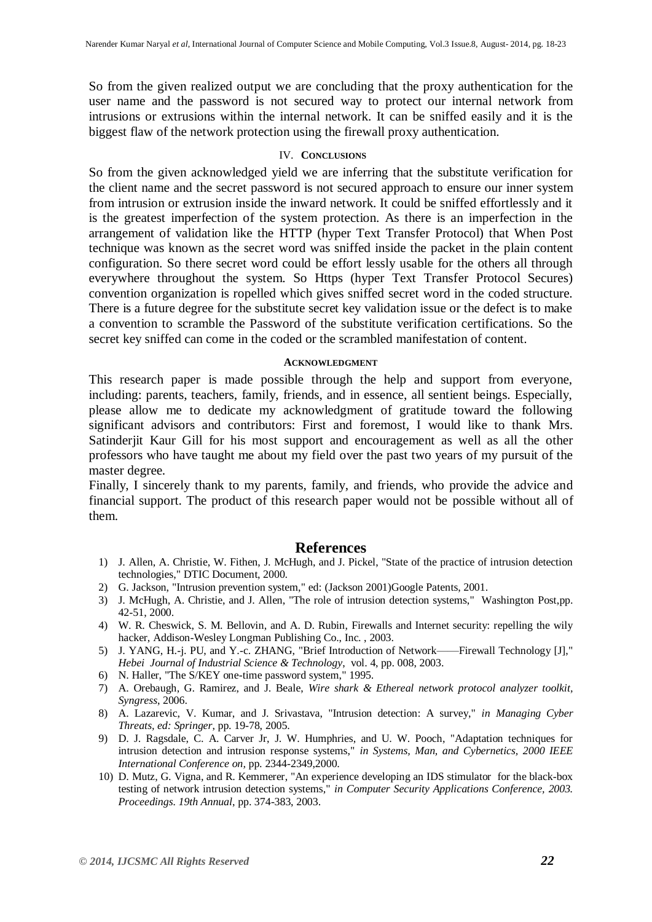So from the given realized output we are concluding that the proxy authentication for the user name and the password is not secured way to protect our internal network from intrusions or extrusions within the internal network. It can be sniffed easily and it is the biggest flaw of the network protection using the firewall proxy authentication.

## IV. Conclusions

So from the given acknowledged yield we are inferring that the substitute verification for the client name and the secret password is not secured approach to ensure our inner system from intrusion or extrusion inside the inward network. It could be sniffed effortlessly and it is the greatest imperfection of the system protection. As there is an imperfection in the arrangement of validation like the HTTP (hyper Text Transfer Protocol) that When Post technique was known as the secret word was sniffed inside the packet in the plain content configuration. So there secret word could be effort lessly usable for the others all through everywhere throughout the system. So Https (hyper Text Transfer Protocol Secures) convention organization is ropelled which gives sniffed secret word in the coded structure. There is a future degree for the substitute secret key validation issue or the defect is to make a convention to scramble the Password of the substitute verification certifications. So the secret key sniffed can come in the coded or the scrambled manifestation of content.

## Acknowledgment

This research paper is made possible through the help and support from everyone, including: parents, teachers, family, friends, and in essence, all sentient beings. Especially, please allow me to dedicate my acknowledgment of gratitude toward the following significant advisors and contributors: First and foremost, I would like to thank Mrs. Satinderjit Kaur Gill for his most support and encouragement as well as all the other professors who have taught me about my field over the past two years of my pursuit of the master degree.

Finally, I sincerely thank to my parents, family, and friends, who provide the advice and financial support. The product of this research paper would not be possible without all of them.

## References

1) J. Allen, A. Christie, W. Fithen, J. McHugh, and J. Pickel, "State of the practice of intrusion detection technologies," DTIC Document, 2000.
2) G. Jackson, "Intrusion prevention system," ed: (Jackson 2001)Google Patents, 2001.
3) J. McHugh, A. Christie, and J. Allen, "The role of intrusion detection systems," Washington Post,pp. 42-51, 2000.
4) W. R. Cheswick, S. M. Bellovin, and A. D. Rubin, Firewalls and Internet security: repelling the wily hacker, Addison-Wesley Longman Publishing Co., Inc. , 2003.
5) J. YANG, H.-j. PU, and Y.-c. ZHANG, "Brief Introduction of Network——Firewall Technology [J]," *Hebei Journal of Industrial Science & Technology*, vol. 4, pp. 008, 2003.
6) N. Haller, "The S/KEY one-time password system," 1995.
7) A. Orebaugh, G. Ramirez, and J. Beale, *Wire shark & Ethereal network protocol analyzer toolkit, Syngress*, 2006.
8) A. Lazarevic, V. Kumar, and J. Srivastava, "Intrusion detection: A survey," *in Managing Cyber Threats, ed: Springer*, pp. 19-78, 2005.
9) D. J. Ragsdale, C. A. Carver Jr, J. W. Humphries, and U. W. Pooch, "Adaptation techniques for intrusion detection and intrusion response systems," *in Systems, Man, and Cybernetics, 2000 IEEE International Conference on*, pp. 2344-2349,2000.
10) D. Mutz, G. Vigna, and R. Kemmerer, "An experience developing an IDS stimulator for the black-box testing of network intrusion detection systems," *in Computer Security Applications Conference, 2003. Proceedings. 19th Annual*, pp. 374-383, 2003.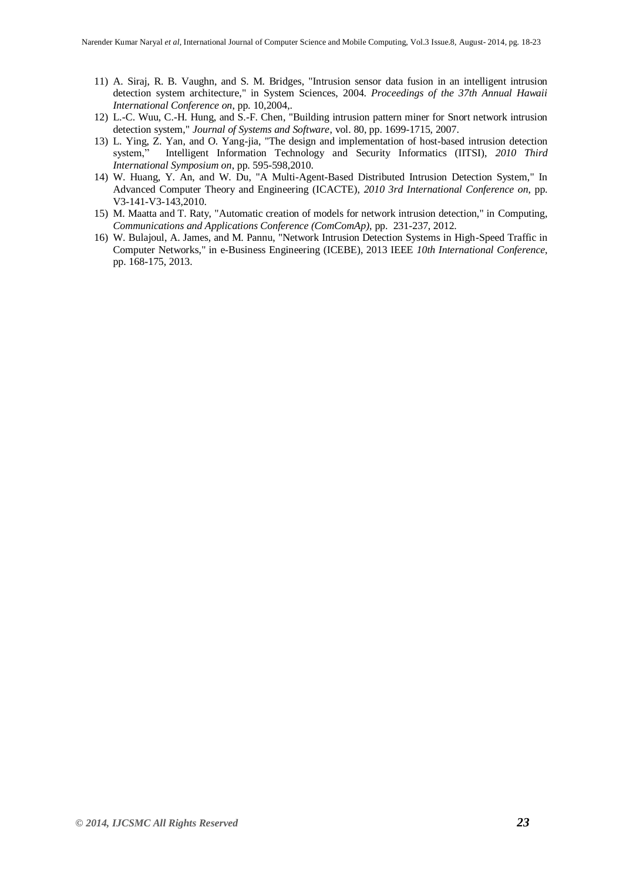11) A. Siraj, R. B. Vaughn, and S. M. Bridges, "Intrusion sensor data fusion in an intelligent intrusion detection system architecture," in System Sciences, 2004. *Proceedings of the 37th Annual Hawaii International Conference on*, pp. 10,2004,.
12) L.-C. Wuu, C.-H. Hung, and S.-F. Chen, "Building intrusion pattern miner for Snort network intrusion detection system," *Journal of Systems and Software*, vol. 80, pp. 1699-1715, 2007.
13) L. Ying, Z. Yan, and O. Yang-jia, "The design and implementation of host-based intrusion detection system," Intelligent Information Technology and Security Informatics (IITSI), *2010 Third International Symposium on*, pp. 595-598,2010.
14) W. Huang, Y. An, and W. Du, "A Multi-Agent-Based Distributed Intrusion Detection System," In Advanced Computer Theory and Engineering (ICACTE), *2010 3rd International Conference on*, pp. V3-141-V3-143,2010.
15) M. Maatta and T. Raty, "Automatic creation of models for network intrusion detection," in Computing, *Communications and Applications Conference (ComComAp)*, pp. 231-237, 2012.
16) W. Bulajoul, A. James, and M. Pannu, "Network Intrusion Detection Systems in High-Speed Traffic in Computer Networks," in e-Business Engineering (ICEBE), 2013 IEEE *10th International Conference*, pp. 168-175, 2013.